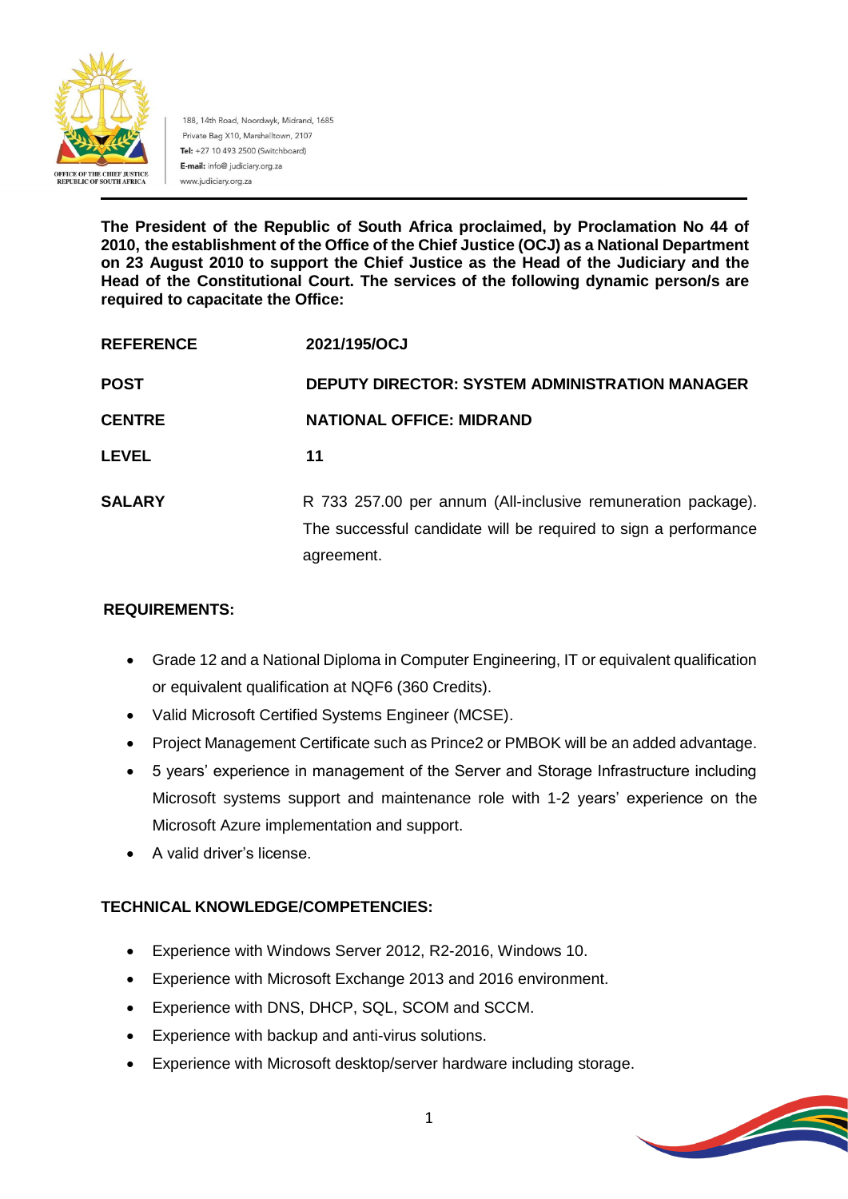OFFICE OF THE CHIEF JUSTICE
REPUBLIC OF SOUTH AFRICA

188, 14th Road, Noordwyk, Midrand, 1685
Private Bag X10, Marshalltown, 2107
**Tel:** +27 10 493 2500 (Switchboard)
**E-mail:** info@ judiciary.org.za
www.judiciary.org.za

**The President of the Republic of South Africa proclaimed, by Proclamation No 44 of 2010, the establishment of the Office of the Chief Justice (OCJ) as a National Department on 23 August 2010 to support the Chief Justice as the Head of the Judiciary and the Head of the Constitutional Court. The services of the following dynamic person/s are required to capacitate the Office:**

| | |
|---|---|
| **REFERENCE** | **2021/195/OCJ** |
| **POST** | **DEPUTY DIRECTOR: SYSTEM ADMINISTRATION MANAGER** |
| **CENTRE** | **NATIONAL OFFICE: MIDRAND** |
| **LEVEL** | **11** |
| **SALARY** | R 733 257.00 per annum (All-inclusive remuneration package). The successful candidate will be required to sign a performance agreement. |

**REQUIREMENTS:**

- Grade 12 and a National Diploma in Computer Engineering, IT or equivalent qualification or equivalent qualification at NQF6 (360 Credits).
- Valid Microsoft Certified Systems Engineer (MCSE).
- Project Management Certificate such as Prince2 or PMBOK will be an added advantage.
- 5 years' experience in management of the Server and Storage Infrastructure including Microsoft systems support and maintenance role with 1-2 years' experience on the Microsoft Azure implementation and support.
- A valid driver's license.

**TECHNICAL KNOWLEDGE/COMPETENCIES:**

- Experience with Windows Server 2012, R2-2016, Windows 10.
- Experience with Microsoft Exchange 2013 and 2016 environment.
- Experience with DNS, DHCP, SQL, SCOM and SCCM.
- Experience with backup and anti-virus solutions.
- Experience with Microsoft desktop/server hardware including storage.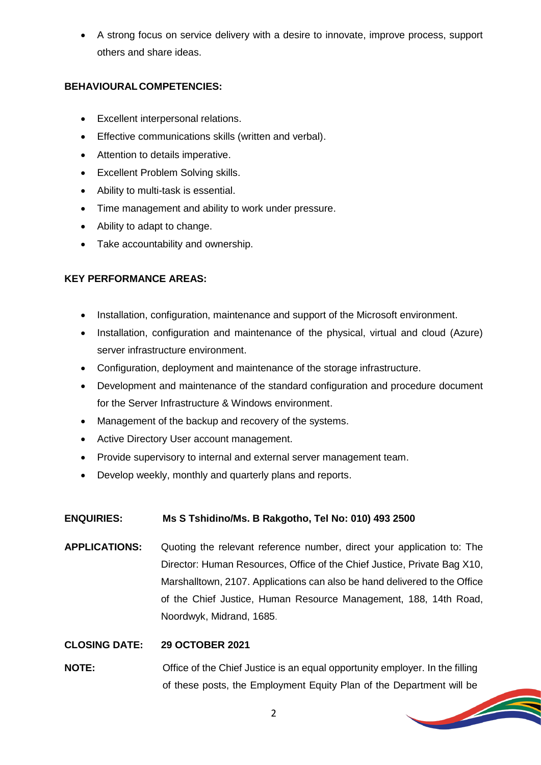- A strong focus on service delivery with a desire to innovate, improve process, support others and share ideas.

**BEHAVIOURAL COMPETENCIES:**

- Excellent interpersonal relations.
- Effective communications skills (written and verbal).
- Attention to details imperative.
- Excellent Problem Solving skills.
- Ability to multi-task is essential.
- Time management and ability to work under pressure.
- Ability to adapt to change.
- Take accountability and ownership.

**KEY PERFORMANCE AREAS:**

- Installation, configuration, maintenance and support of the Microsoft environment.
- Installation, configuration and maintenance of the physical, virtual and cloud (Azure) server infrastructure environment.
- Configuration, deployment and maintenance of the storage infrastructure.
- Development and maintenance of the standard configuration and procedure document for the Server Infrastructure & Windows environment.
- Management of the backup and recovery of the systems.
- Active Directory User account management.
- Provide supervisory to internal and external server management team.
- Develop weekly, monthly and quarterly plans and reports.

**ENQUIRIES:** **Ms S Tshidino/Ms. B Rakgotho, Tel No: 010) 493 2500**

**APPLICATIONS:** Quoting the relevant reference number, direct your application to: The Director: Human Resources, Office of the Chief Justice, Private Bag X10, Marshalltown, 2107. Applications can also be hand delivered to the Office of the Chief Justice, Human Resource Management, 188, 14th Road, Noordwyk, Midrand, 1685.

**CLOSING DATE:** **29 OCTOBER 2021**

**NOTE:** Office of the Chief Justice is an equal opportunity employer. In the filling of these posts, the Employment Equity Plan of the Department will be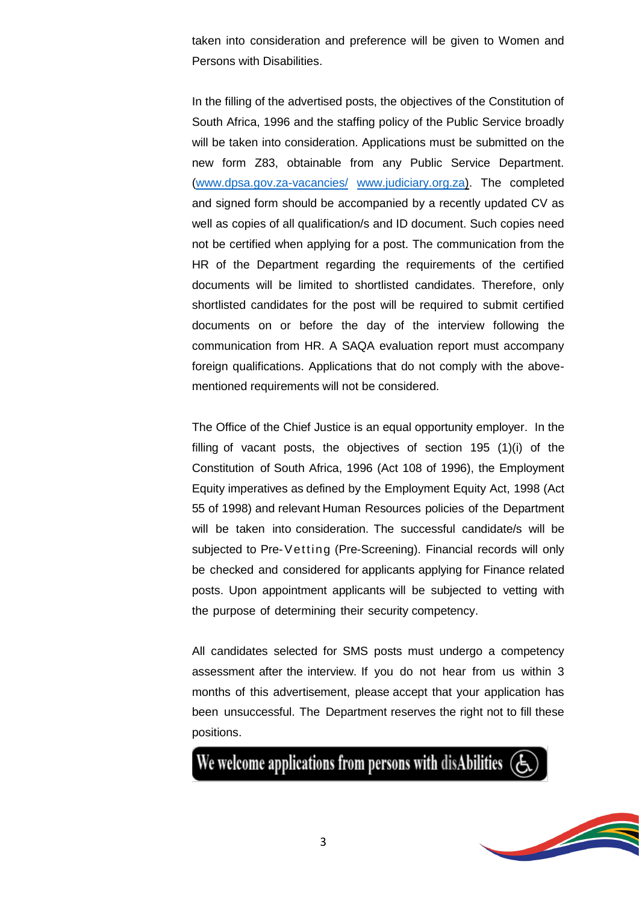taken into consideration and preference will be given to Women and Persons with Disabilities.

In the filling of the advertised posts, the objectives of the Constitution of South Africa, 1996 and the staffing policy of the Public Service broadly will be taken into consideration. Applications must be submitted on the new form Z83, obtainable from any Public Service Department. (www.dpsa.gov.za-vacancies/ www.judiciary.org.za). The completed and signed form should be accompanied by a recently updated CV as well as copies of all qualification/s and ID document. Such copies need not be certified when applying for a post. The communication from the HR of the Department regarding the requirements of the certified documents will be limited to shortlisted candidates. Therefore, only shortlisted candidates for the post will be required to submit certified documents on or before the day of the interview following the communication from HR. A SAQA evaluation report must accompany foreign qualifications. Applications that do not comply with the above-mentioned requirements will not be considered.

The Office of the Chief Justice is an equal opportunity employer. In the filling of vacant posts, the objectives of section 195 (1)(i) of the Constitution of South Africa, 1996 (Act 108 of 1996), the Employment Equity imperatives as defined by the Employment Equity Act, 1998 (Act 55 of 1998) and relevant Human Resources policies of the Department will be taken into consideration. The successful candidate/s will be subjected to Pre-Vetting (Pre-Screening). Financial records will only be checked and considered for applicants applying for Finance related posts. Upon appointment applicants will be subjected to vetting with the purpose of determining their security competency.

All candidates selected for SMS posts must undergo a competency assessment after the interview. If you do not hear from us within 3 months of this advertisement, please accept that your application has been unsuccessful. The Department reserves the right not to fill these positions.

**We welcome applications from persons with disAbilities**